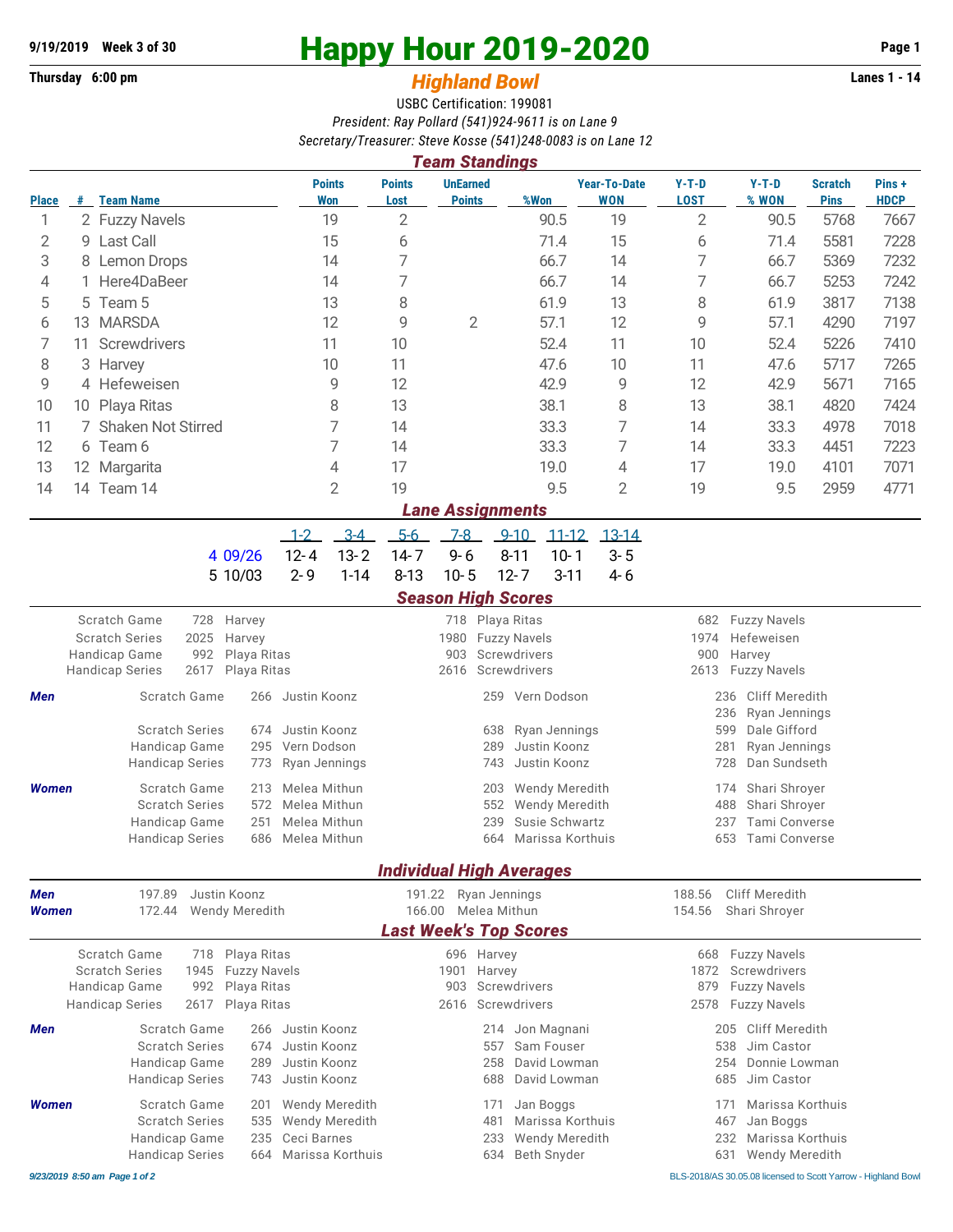9/19/2019 Week 3 of 30

Thursday 6:00 pm

# Happy Hour 2019-2020

## *Highland Bowl*

Lanes 1 - 14

USBC Certification: 199081

*President: Ray Pollard (541)924-9611 is on Lane 9*

*Secretary/Treasurer: Steve Kosse (541)248-0083 is on Lane 12*

## *Team Standings*

| Place | # | Team Name | Points Won | Points Lost | UnEarned Points | %Won | Year-To-Date WON | Y-T-D LOST | Y-T-D % WON | Scratch Pins | Pins + HDCP |
|---|---|---|---|---|---|---|---|---|---|---|---|
| 1 | 2 | Fuzzy Navels | 19 | 2 | | 90.5 | 19 | 2 | 90.5 | 5768 | 7667 |
| 2 | 9 | Last Call | 15 | 6 | | 71.4 | 15 | 6 | 71.4 | 5581 | 7228 |
| 3 | 8 | Lemon Drops | 14 | 7 | | 66.7 | 14 | 7 | 66.7 | 5369 | 7232 |
| 4 | 1 | Here4DaBeer | 14 | 7 | | 66.7 | 14 | 7 | 66.7 | 5253 | 7242 |
| 5 | 5 | Team 5 | 13 | 8 | | 61.9 | 13 | 8 | 61.9 | 3817 | 7138 |
| 6 | 13 | MARSDA | 12 | 9 | 2 | 57.1 | 12 | 9 | 57.1 | 4290 | 7197 |
| 7 | 11 | Screwdrivers | 11 | 10 | | 52.4 | 11 | 10 | 52.4 | 5226 | 7410 |
| 8 | 3 | Harvey | 10 | 11 | | 47.6 | 10 | 11 | 47.6 | 5717 | 7265 |
| 9 | 4 | Hefeweisen | 9 | 12 | | 42.9 | 9 | 12 | 42.9 | 5671 | 7165 |
| 10 | 10 | Playa Ritas | 8 | 13 | | 38.1 | 8 | 13 | 38.1 | 4820 | 7424 |
| 11 | 7 | Shaken Not Stirred | 7 | 14 | | 33.3 | 7 | 14 | 33.3 | 4978 | 7018 |
| 12 | 6 | Team 6 | 7 | 14 | | 33.3 | 7 | 14 | 33.3 | 4451 | 7223 |
| 13 | 12 | Margarita | 4 | 17 | | 19.0 | 4 | 17 | 19.0 | 4101 | 7071 |
| 14 | 14 | Team 14 | 2 | 19 | | 9.5 | 2 | 19 | 9.5 | 2959 | 4771 |

## *Lane Assignments*

| | 1-2 | 3-4 | 5-6 | 7-8 | 9-10 | 11-12 | 13-14 |
|---|---|---|---|---|---|---|---|
| 4 09/26 | 12- 4 | 13- 2 | 14- 7 | 9- 6 | 8-11 | 10- 1 | 3- 5 |
| 5 10/03 | 2- 9 | 1-14 | 8-13 | 10- 5 | 12- 7 | 3-11 | 4- 6 |

## *Season High Scores*

| | | | | | | |
|---|---|---|---|---|---|---|
| Scratch Game | 728 | Harvey | 718 | Playa Ritas | 682 | Fuzzy Navels |
| Scratch Series | 2025 | Harvey | 1980 | Fuzzy Navels | 1974 | Hefeweisen |
| Handicap Game | 992 | Playa Ritas | 903 | Screwdrivers | 900 | Harvey |
| Handicap Series | 2617 | Playa Ritas | 2616 | Screwdrivers | 2613 | Fuzzy Navels |

| | | | | | | | |
|---|---|---|---|---|---|---|---|
| ***Men*** | Scratch Game | 266 | Justin Koonz | 259 | Vern Dodson | 236 | Cliff Meredith |
| | | | | | | 236 | Ryan Jennings |
| | Scratch Series | 674 | Justin Koonz | 638 | Ryan Jennings | 599 | Dale Gifford |
| | Handicap Game | 295 | Vern Dodson | 289 | Justin Koonz | 281 | Ryan Jennings |
| | Handicap Series | 773 | Ryan Jennings | 743 | Justin Koonz | 728 | Dan Sundseth |
| ***Women*** | Scratch Game | 213 | Melea Mithun | 203 | Wendy Meredith | 174 | Shari Shroyer |
| | Scratch Series | 572 | Melea Mithun | 552 | Wendy Meredith | 488 | Shari Shroyer |
| | Handicap Game | 251 | Melea Mithun | 239 | Susie Schwartz | 237 | Tami Converse |
| | Handicap Series | 686 | Melea Mithun | 664 | Marissa Korthuis | 653 | Tami Converse |

## *Individual High Averages*

| | | | | | | |
|---|---|---|---|---|---|---|
| ***Men*** | 197.89 | Justin Koonz | 191.22 | Ryan Jennings | 188.56 | Cliff Meredith |
| ***Women*** | 172.44 | Wendy Meredith | 166.00 | Melea Mithun | 154.56 | Shari Shroyer |

## *Last Week's Top Scores*

| | | | | | | |
|---|---|---|---|---|---|---|
| Scratch Game | 718 | Playa Ritas | 696 | Harvey | 668 | Fuzzy Navels |
| Scratch Series | 1945 | Fuzzy Navels | 1901 | Harvey | 1872 | Screwdrivers |
| Handicap Game | 992 | Playa Ritas | 903 | Screwdrivers | 879 | Fuzzy Navels |
| Handicap Series | 2617 | Playa Ritas | 2616 | Screwdrivers | 2578 | Fuzzy Navels |

| | | | | | | | |
|---|---|---|---|---|---|---|---|
| ***Men*** | Scratch Game | 266 | Justin Koonz | 214 | Jon Magnani | 205 | Cliff Meredith |
| | Scratch Series | 674 | Justin Koonz | 557 | Sam Fouser | 538 | Jim Castor |
| | Handicap Game | 289 | Justin Koonz | 258 | David Lowman | 254 | Donnie Lowman |
| | Handicap Series | 743 | Justin Koonz | 688 | David Lowman | 685 | Jim Castor |
| ***Women*** | Scratch Game | 201 | Wendy Meredith | 171 | Jan Boggs | 171 | Marissa Korthuis |
| | Scratch Series | 535 | Wendy Meredith | 481 | Marissa Korthuis | 467 | Jan Boggs |
| | Handicap Game | 235 | Ceci Barnes | 233 | Wendy Meredith | 232 | Marissa Korthuis |
| | Handicap Series | 664 | Marissa Korthuis | 634 | Beth Snyder | 631 | Wendy Meredith |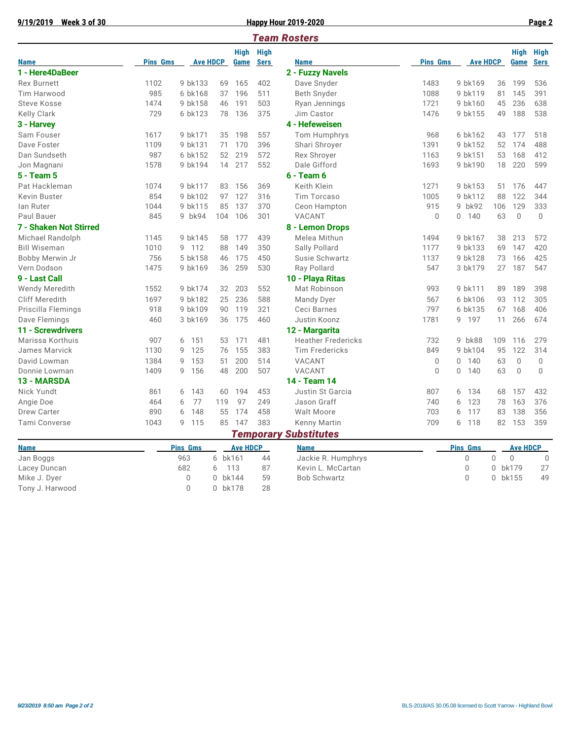## Team Rosters

| Name | Pins | Gms | Ave | HDCP | High Game | High Sers |
|---|---|---|---|---|---|---|
| **1 - Here4DaBeer** | | | | | | |
| Rex Burnett | 1102 | 9 | bk133 | 69 | 165 | 402 |
| Tim Harwood | 985 | 6 | bk168 | 37 | 196 | 511 |
| Steve Kosse | 1474 | 9 | bk158 | 46 | 191 | 503 |
| Kelly Clark | 729 | 6 | bk123 | 78 | 136 | 375 |
| **3 - Harvey** | | | | | | |
| Sam Fouser | 1617 | 9 | bk171 | 35 | 198 | 557 |
| Dave Foster | 1109 | 9 | bk131 | 71 | 170 | 396 |
| Dan Sundseth | 987 | 6 | bk152 | 52 | 219 | 572 |
| Jon Magnani | 1578 | 9 | bk194 | 14 | 217 | 552 |
| **5 - Team 5** | | | | | | |
| Pat Hackleman | 1074 | 9 | bk117 | 83 | 156 | 369 |
| Kevin Buster | 854 | 9 | bk102 | 97 | 127 | 316 |
| Ian Ruter | 1044 | 9 | bk115 | 85 | 137 | 370 |
| Paul Bauer | 845 | 9 | bk94 | 104 | 106 | 301 |
| **7 - Shaken Not Stirred** | | | | | | |
| Michael Randolph | 1145 | 9 | bk145 | 58 | 177 | 439 |
| Bill Wiseman | 1010 | 9 | 112 | 88 | 149 | 350 |
| Bobby Merwin Jr | 756 | 5 | bk158 | 46 | 175 | 450 |
| Vern Dodson | 1475 | 9 | bk169 | 36 | 259 | 530 |
| **9 - Last Call** | | | | | | |
| Wendy Meredith | 1552 | 9 | bk174 | 32 | 203 | 552 |
| Cliff Meredith | 1697 | 9 | bk182 | 25 | 236 | 588 |
| Priscilla Flemings | 918 | 9 | bk109 | 90 | 119 | 321 |
| Dave Flemings | 460 | 3 | bk169 | 36 | 175 | 460 |
| **11 - Screwdrivers** | | | | | | |
| Marissa Korthuis | 907 | 6 | 151 | 53 | 171 | 481 |
| James Marvick | 1130 | 9 | 125 | 76 | 155 | 383 |
| David Lowman | 1384 | 9 | 153 | 51 | 200 | 514 |
| Donnie Lowman | 1409 | 9 | 156 | 48 | 200 | 507 |
| **13 - MARSDA** | | | | | | |
| Nick Yundt | 861 | 6 | 143 | 60 | 194 | 453 |
| Angie Doe | 464 | 6 | 77 | 119 | 97 | 249 |
| Drew Carter | 890 | 6 | 148 | 55 | 174 | 458 |
| Tami Converse | 1043 | 9 | 115 | 85 | 147 | 383 |

| Name | Pins | Gms | Ave | HDCP | High Game | High Sers |
|---|---|---|---|---|---|---|
| **2 - Fuzzy Navels** | | | | | | |
| Dave Snyder | 1483 | 9 | bk169 | 36 | 199 | 536 |
| Beth Snyder | 1088 | 9 | bk119 | 81 | 145 | 391 |
| Ryan Jennings | 1721 | 9 | bk160 | 45 | 236 | 638 |
| Jim Castor | 1476 | 9 | bk155 | 49 | 188 | 538 |
| **4 - Hefeweisen** | | | | | | |
| Tom Humphrys | 968 | 6 | bk162 | 43 | 177 | 518 |
| Shari Shroyer | 1391 | 9 | bk152 | 52 | 174 | 488 |
| Rex Shroyer | 1163 | 9 | bk151 | 53 | 168 | 412 |
| Dale Gifford | 1693 | 9 | bk190 | 18 | 220 | 599 |
| **6 - Team 6** | | | | | | |
| Keith Klein | 1271 | 9 | bk153 | 51 | 176 | 447 |
| Tim Torcaso | 1005 | 9 | bk112 | 88 | 122 | 344 |
| Ceon Hampton | 915 | 9 | bk92 | 106 | 129 | 333 |
| VACANT | 0 | 0 | 140 | 63 | 0 | 0 |
| **8 - Lemon Drops** | | | | | | |
| Melea Mithun | 1494 | 9 | bk167 | 38 | 213 | 572 |
| Sally Pollard | 1177 | 9 | bk133 | 69 | 147 | 420 |
| Susie Schwartz | 1137 | 9 | bk128 | 73 | 166 | 425 |
| Ray Pollard | 547 | 3 | bk179 | 27 | 187 | 547 |
| **10 - Playa Ritas** | | | | | | |
| Mat Robinson | 993 | 9 | bk111 | 89 | 189 | 398 |
| Mandy Dyer | 567 | 6 | bk106 | 93 | 112 | 305 |
| Ceci Barnes | 797 | 6 | bk135 | 67 | 168 | 406 |
| Justin Koonz | 1781 | 9 | 197 | 11 | 266 | 674 |
| **12 - Margarita** | | | | | | |
| Heather Fredericks | 732 | 9 | bk88 | 109 | 116 | 279 |
| Tim Fredericks | 849 | 9 | bk104 | 95 | 122 | 314 |
| VACANT | 0 | 0 | 140 | 63 | 0 | 0 |
| VACANT | 0 | 0 | 140 | 63 | 0 | 0 |
| **14 - Team 14** | | | | | | |
| Justin St Garcia | 807 | 6 | 134 | 68 | 157 | 432 |
| Jason Graff | 740 | 6 | 123 | 78 | 163 | 376 |
| Walt Moore | 703 | 6 | 117 | 83 | 138 | 356 |
| Kenny Martin | 709 | 6 | 118 | 82 | 153 | 359 |

## Temporary Substitutes

| Name | Pins | Gms | Ave | HDCP |
|---|---|---|---|---|
| Jan Boggs | 963 | 6 | bk161 | 44 |
| Lacey Duncan | 682 | 6 | 113 | 87 |
| Mike J. Dyer | 0 | 0 | bk144 | 59 |
| Tony J. Harwood | 0 | 0 | bk178 | 28 |
| Jackie R. Humphrys | 0 | 0 | 0 | 0 |
| Kevin L. McCartan | 0 | 0 | bk179 | 27 |
| Bob Schwartz | 0 | 0 | bk155 | 49 |